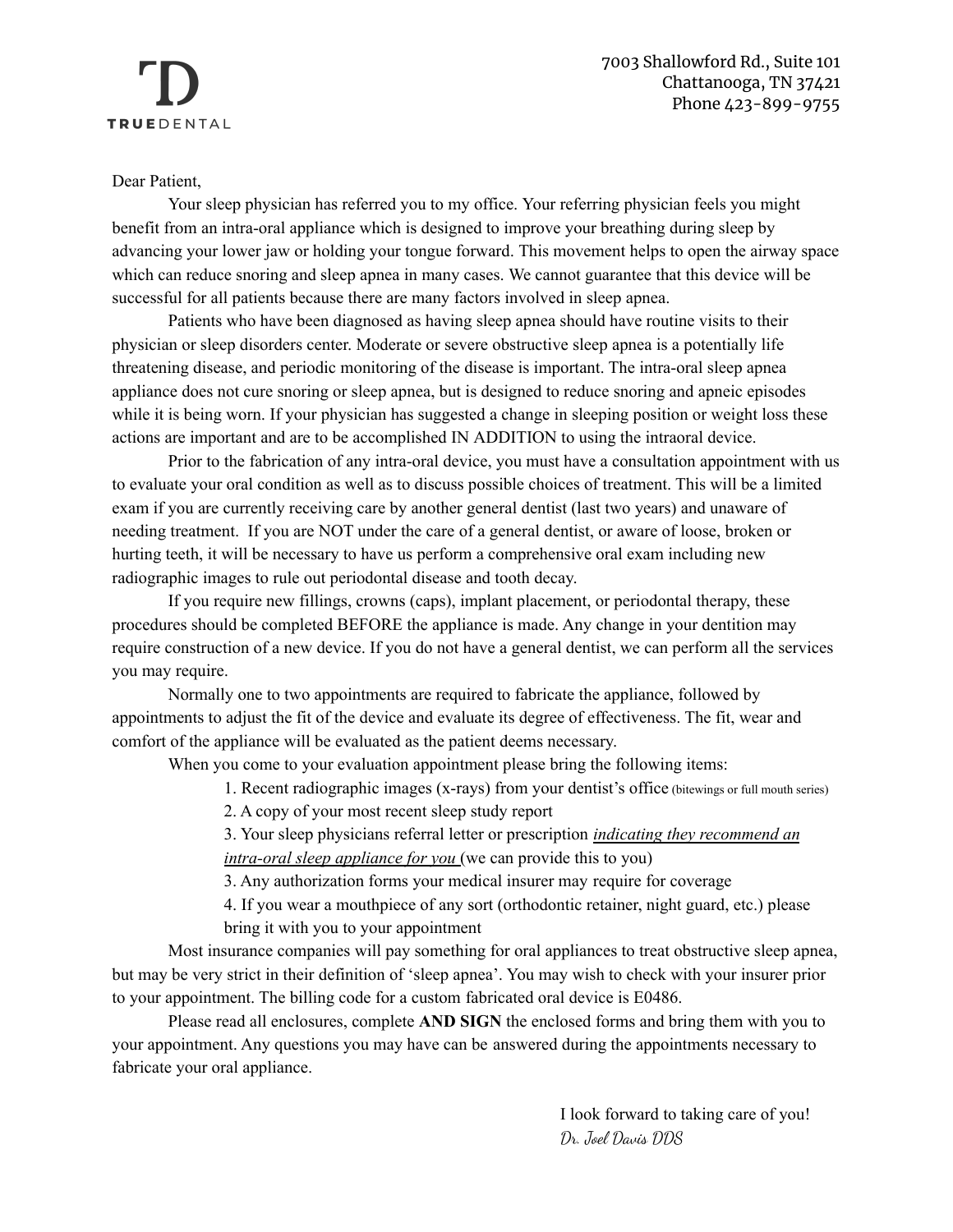**TRUEDENTAL**

7003 Shallowford Rd., Suite 101
Chattanooga, TN 37421
Phone 423-899-9755

Dear Patient,

Your sleep physician has referred you to my office. Your referring physician feels you might benefit from an intra-oral appliance which is designed to improve your breathing during sleep by advancing your lower jaw or holding your tongue forward. This movement helps to open the airway space which can reduce snoring and sleep apnea in many cases. We cannot guarantee that this device will be successful for all patients because there are many factors involved in sleep apnea.

Patients who have been diagnosed as having sleep apnea should have routine visits to their physician or sleep disorders center. Moderate or severe obstructive sleep apnea is a potentially life threatening disease, and periodic monitoring of the disease is important. The intra-oral sleep apnea appliance does not cure snoring or sleep apnea, but is designed to reduce snoring and apneic episodes while it is being worn. If your physician has suggested a change in sleeping position or weight loss these actions are important and are to be accomplished IN ADDITION to using the intraoral device.

Prior to the fabrication of any intra-oral device, you must have a consultation appointment with us to evaluate your oral condition as well as to discuss possible choices of treatment. This will be a limited exam if you are currently receiving care by another general dentist (last two years) and unaware of needing treatment. If you are NOT under the care of a general dentist, or aware of loose, broken or hurting teeth, it will be necessary to have us perform a comprehensive oral exam including new radiographic images to rule out periodontal disease and tooth decay.

If you require new fillings, crowns (caps), implant placement, or periodontal therapy, these procedures should be completed BEFORE the appliance is made. Any change in your dentition may require construction of a new device. If you do not have a general dentist, we can perform all the services you may require.

Normally one to two appointments are required to fabricate the appliance, followed by appointments to adjust the fit of the device and evaluate its degree of effectiveness. The fit, wear and comfort of the appliance will be evaluated as the patient deems necessary.

When you come to your evaluation appointment please bring the following items:

1. Recent radiographic images (x-rays) from your dentist's office (bitewings or full mouth series)
2. A copy of your most recent sleep study report
3. Your sleep physicians referral letter or prescription *indicating they recommend an intra-oral sleep appliance for you* (we can provide this to you)
3. Any authorization forms your medical insurer may require for coverage
4. If you wear a mouthpiece of any sort (orthodontic retainer, night guard, etc.) please bring it with you to your appointment

Most insurance companies will pay something for oral appliances to treat obstructive sleep apnea, but may be very strict in their definition of 'sleep apnea'. You may wish to check with your insurer prior to your appointment. The billing code for a custom fabricated oral device is E0486.

Please read all enclosures, complete **AND SIGN** the enclosed forms and bring them with you to your appointment. Any questions you may have can be answered during the appointments necessary to fabricate your oral appliance.

I look forward to taking care of you!
*Dr. Joel Davis DDS*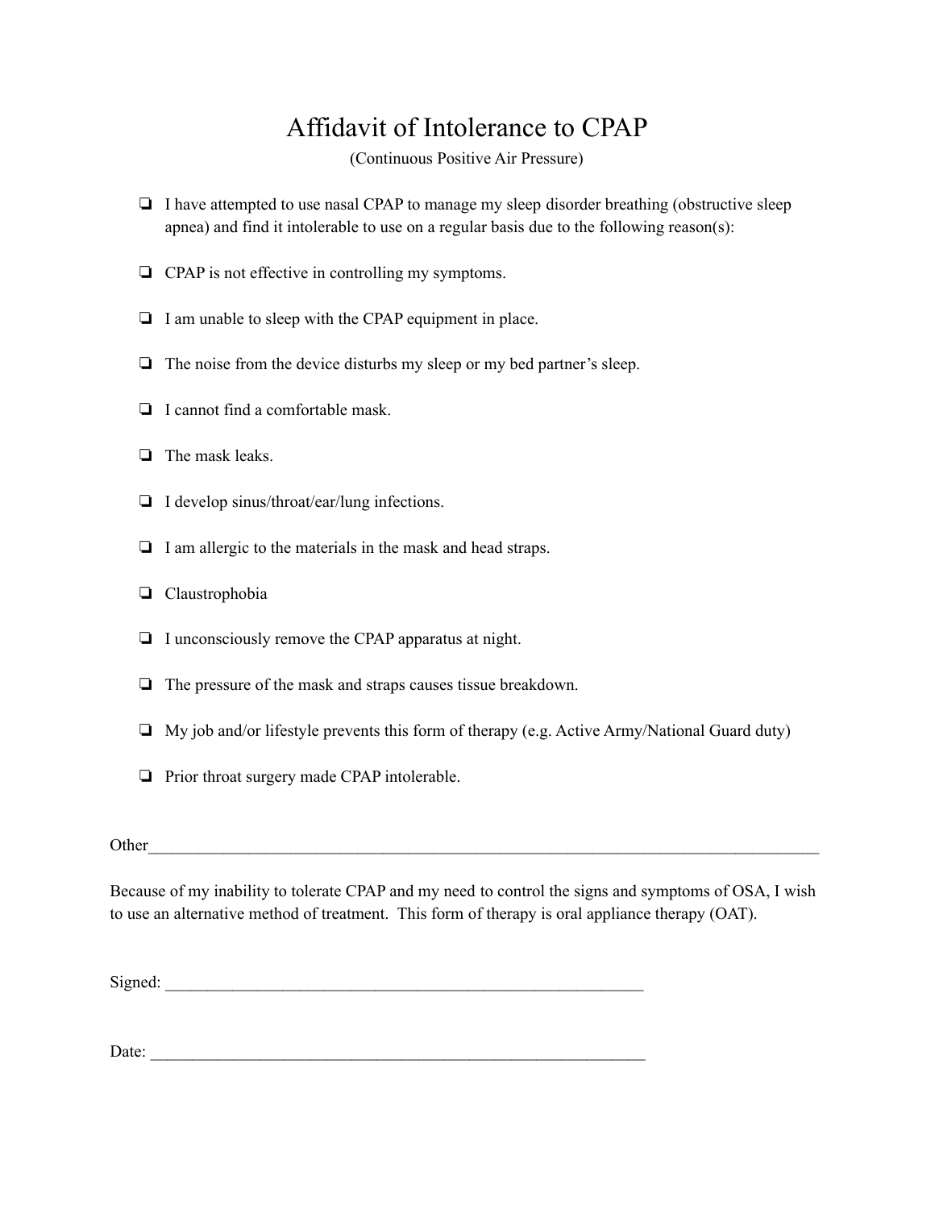# Affidavit of Intolerance to CPAP

(Continuous Positive Air Pressure)

- ❏ I have attempted to use nasal CPAP to manage my sleep disorder breathing (obstructive sleep apnea) and find it intolerable to use on a regular basis due to the following reason(s):
- ❏ CPAP is not effective in controlling my symptoms.
- ❏ I am unable to sleep with the CPAP equipment in place.
- ❏ The noise from the device disturbs my sleep or my bed partner's sleep.
- ❏ I cannot find a comfortable mask.
- ❏ The mask leaks.
- ❏ I develop sinus/throat/ear/lung infections.
- ❏ I am allergic to the materials in the mask and head straps.
- ❏ Claustrophobia
- ❏ I unconsciously remove the CPAP apparatus at night.
- ❏ The pressure of the mask and straps causes tissue breakdown.
- ❏ My job and/or lifestyle prevents this form of therapy (e.g. Active Army/National Guard duty)
- ❏ Prior throat surgery made CPAP intolerable.

Other_______________________________________________________________________________

Because of my inability to tolerate CPAP and my need to control the signs and symptoms of OSA, I wish to use an alternative method of treatment. This form of therapy is oral appliance therapy (OAT).

Signed: ___________________________________________________________

Date: _____________________________________________________________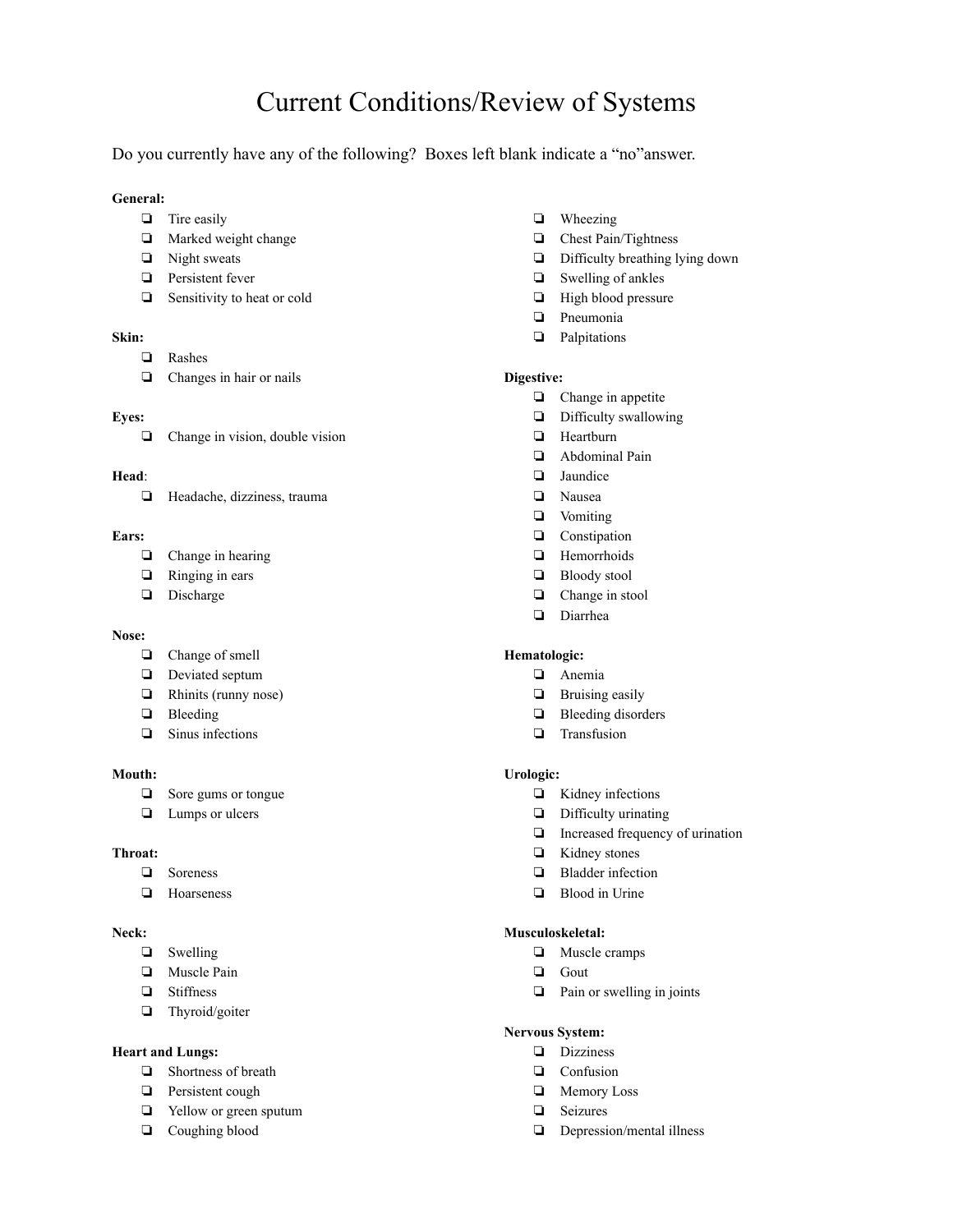# Current Conditions/Review of Systems

Do you currently have any of the following? Boxes left blank indicate a "no"answer.

**General:**

- ❏ Tire easily
- ❏ Marked weight change
- ❏ Night sweats
- ❏ Persistent fever
- ❏ Sensitivity to heat or cold

**Skin:**

- ❏ Rashes
- ❏ Changes in hair or nails

**Eyes:**

- ❏ Change in vision, double vision

**Head**:

- ❏ Headache, dizziness, trauma

**Ears:**

- ❏ Change in hearing
- ❏ Ringing in ears
- ❏ Discharge

**Nose:**

- ❏ Change of smell
- ❏ Deviated septum
- ❏ Rhinits (runny nose)
- ❏ Bleeding
- ❏ Sinus infections

**Mouth:**

- ❏ Sore gums or tongue
- ❏ Lumps or ulcers

**Throat:**

- ❏ Soreness
- ❏ Hoarseness

**Neck:**

- ❏ Swelling
- ❏ Muscle Pain
- ❏ Stiffness
- ❏ Thyroid/goiter

**Heart and Lungs:**

- ❏ Shortness of breath
- ❏ Persistent cough
- ❏ Yellow or green sputum
- ❏ Coughing blood
- ❏ Wheezing
- ❏ Chest Pain/Tightness
- ❏ Difficulty breathing lying down
- ❏ Swelling of ankles
- ❏ High blood pressure
- ❏ Pneumonia
- ❏ Palpitations

**Digestive:**

- ❏ Change in appetite
- ❏ Difficulty swallowing
- ❏ Heartburn
- ❏ Abdominal Pain
- ❏ Jaundice
- ❏ Nausea
- ❏ Vomiting
- ❏ Constipation
- ❏ Hemorrhoids
- ❏ Bloody stool
- ❏ Change in stool
- ❏ Diarrhea

**Hematologic:**

- ❏ Anemia
- ❏ Bruising easily
- ❏ Bleeding disorders
- ❏ Transfusion

**Urologic:**

- ❏ Kidney infections
- ❏ Difficulty urinating
- ❏ Increased frequency of urination
- ❏ Kidney stones
- ❏ Bladder infection
- ❏ Blood in Urine

**Musculoskeletal:**

- ❏ Muscle cramps
- ❏ Gout
- ❏ Pain or swelling in joints

**Nervous System:**

- ❏ Dizziness
- ❏ Confusion
- ❏ Memory Loss
- ❏ Seizures
- ❏ Depression/mental illness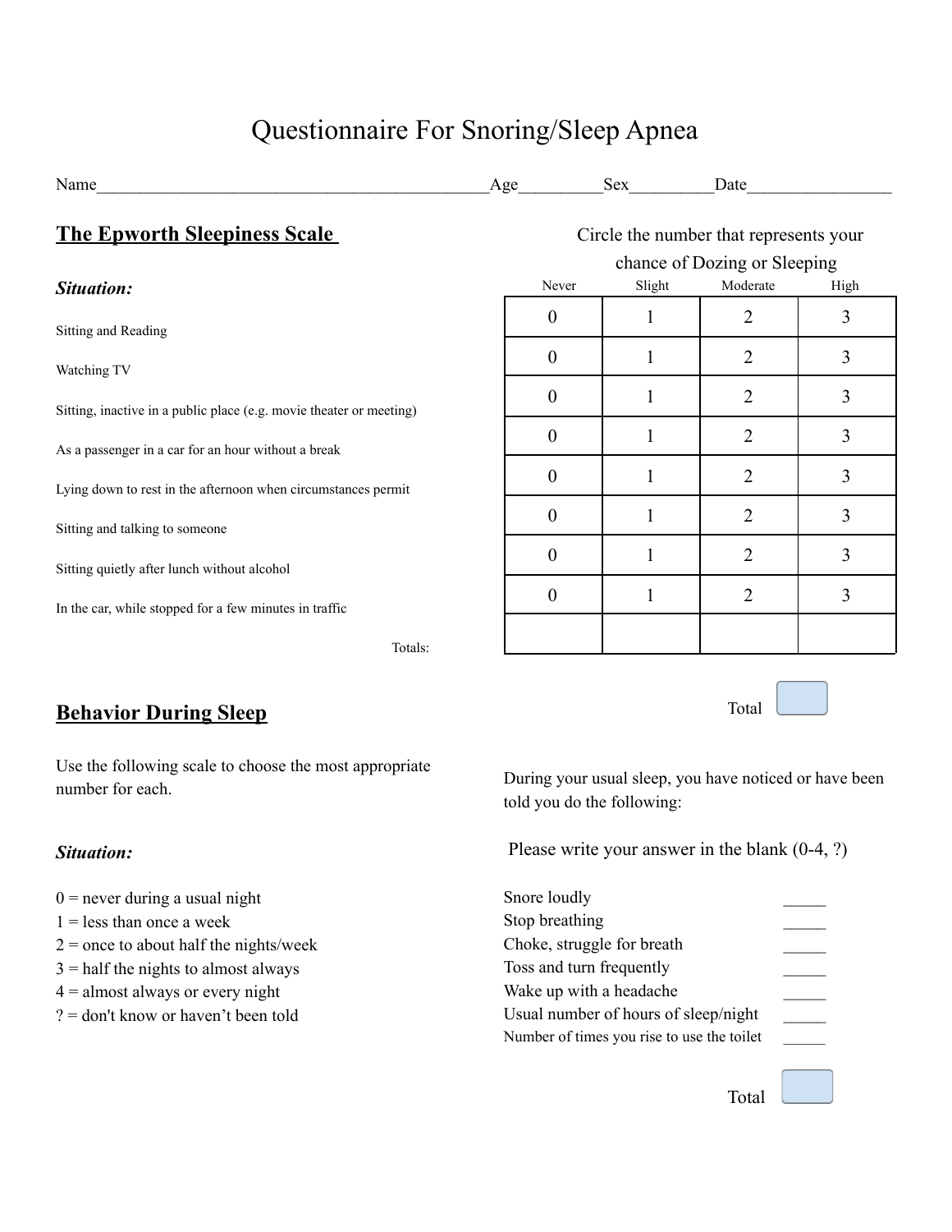# Questionnaire For Snoring/Sleep Apnea

Name_____________________________________________Age_________Sex_________Date________________

## The Epworth Sleepiness Scale

Circle the number that represents your chance of Dozing or Sleeping

| ***Situation:*** | Never | Slight | Moderate | High |
|---|---|---|---|---|
| Sitting and Reading | 0 | 1 | 2 | 3 |
| Watching TV | 0 | 1 | 2 | 3 |
| Sitting, inactive in a public place (e.g. movie theater or meeting) | 0 | 1 | 2 | 3 |
| As a passenger in a car for an hour without a break | 0 | 1 | 2 | 3 |
| Lying down to rest in the afternoon when circumstances permit | 0 | 1 | 2 | 3 |
| Sitting and talking to someone | 0 | 1 | 2 | 3 |
| Sitting quietly after lunch without alcohol | 0 | 1 | 2 | 3 |
| In the car, while stopped for a few minutes in traffic | 0 | 1 | 2 | 3 |
| Totals: | | | | |

Total ______

## Behavior During Sleep

Use the following scale to choose the most appropriate number for each.

***Situation:***

0 = never during a usual night
1 = less than once a week
2 = once to about half the nights/week
3 = half the nights to almost always
4 = almost always or every night
? = don't know or haven't been told

During your usual sleep, you have noticed or have been told you do the following:

Please write your answer in the blank (0-4, ?)

Snore loudly _____
Stop breathing _____
Choke, struggle for breath _____
Toss and turn frequently _____
Wake up with a headache _____
Usual number of hours of sleep/night _____
Number of times you rise to use the toilet _____

Total ______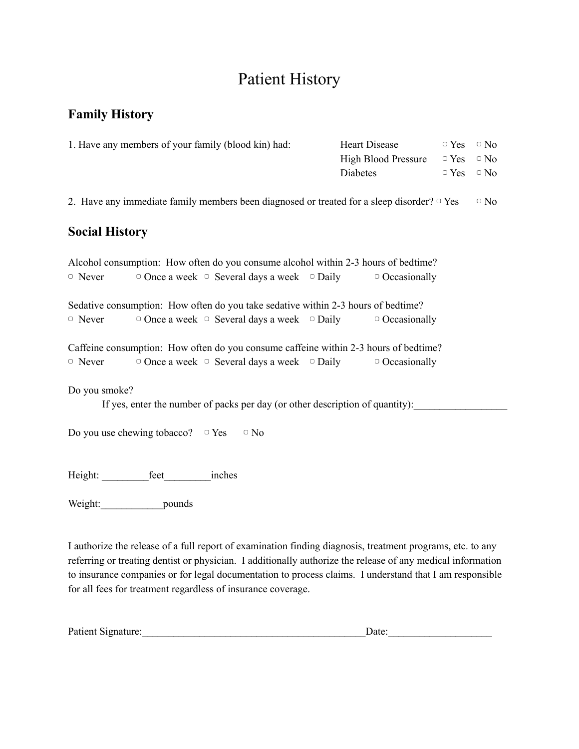# Patient History

## Family History

1. Have any members of your family (blood kin) had:

| | | |
|---|---|---|
| Heart Disease | ▢ Yes | ▢ No |
| High Blood Pressure | ▢ Yes | ▢ No |
| Diabetes | ▢ Yes | ▢ No |

2. Have any immediate family members been diagnosed or treated for a sleep disorder? ▢ Yes ▢ No

## Social History

Alcohol consumption: How often do you consume alcohol within 2-3 hours of bedtime?
▢ Never ▢ Once a week ▢ Several days a week ▢ Daily ▢ Occasionally

Sedative consumption: How often do you take sedative within 2-3 hours of bedtime?
▢ Never ▢ Once a week ▢ Several days a week ▢ Daily ▢ Occasionally

Caffeine consumption: How often do you consume caffeine within 2-3 hours of bedtime?
▢ Never ▢ Once a week ▢ Several days a week ▢ Daily ▢ Occasionally

Do you smoke?
If yes, enter the number of packs per day (or other description of quantity):__________________

Do you use chewing tobacco? ▢ Yes ▢ No

Height: _________feet_________inches

Weight:____________pounds

I authorize the release of a full report of examination finding diagnosis, treatment programs, etc. to any referring or treating dentist or physician. I additionally authorize the release of any medical information to insurance companies or for legal documentation to process claims. I understand that I am responsible for all fees for treatment regardless of insurance coverage.

Patient Signature:____________________________________________Date:____________________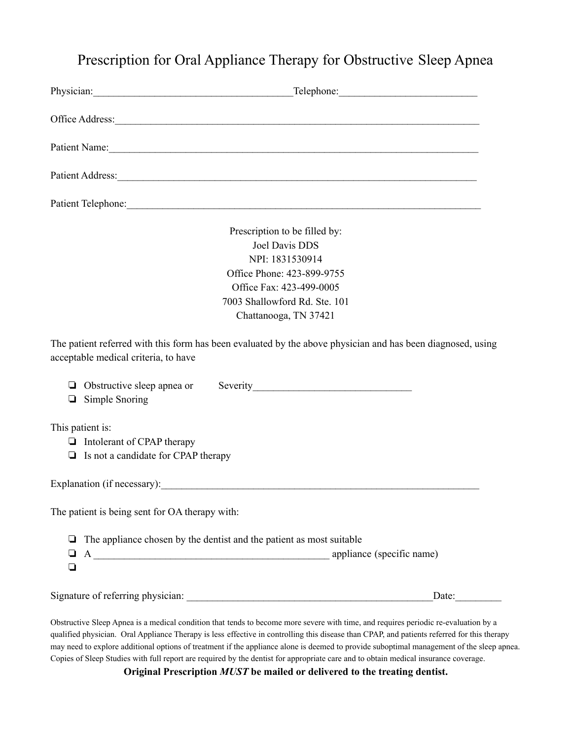# Prescription for Oral Appliance Therapy for Obstructive Sleep Apnea

Physician:_______________________________________Telephone:___________________________

Office Address:___________________________________________________________________________

Patient Name:____________________________________________________________________________

Patient Address:__________________________________________________________________________

Patient Telephone:________________________________________________________________________

Prescription to be filled by:
Joel Davis DDS
NPI: 1831530914
Office Phone: 423-899-9755
Office Fax: 423-499-0005
7003 Shallowford Rd. Ste. 101
Chattanooga, TN 37421

The patient referred with this form has been evaluated by the above physician and has been diagnosed, using acceptable medical criteria, to have

- ❏ Obstructive sleep apnea or  Severity_______________________________
- ❏ Simple Snoring

This patient is:

- ❏ Intolerant of CPAP therapy
- ❏ Is not a candidate for CPAP therapy

Explanation (if necessary):_________________________________________________________________

The patient is being sent for OA therapy with:

- ❏ The appliance chosen by the dentist and the patient as most suitable
- ❏ A ______________________________________________ appliance (specific name)
- ❏

Signature of referring physician: _________________________________________________Date:_________

Obstructive Sleep Apnea is a medical condition that tends to become more severe with time, and requires periodic re-evaluation by a qualified physician. Oral Appliance Therapy is less effective in controlling this disease than CPAP, and patients referred for this therapy may need to explore additional options of treatment if the appliance alone is deemed to provide suboptimal management of the sleep apnea. Copies of Sleep Studies with full report are required by the dentist for appropriate care and to obtain medical insurance coverage.

**Original Prescription *MUST* be mailed or delivered to the treating dentist.**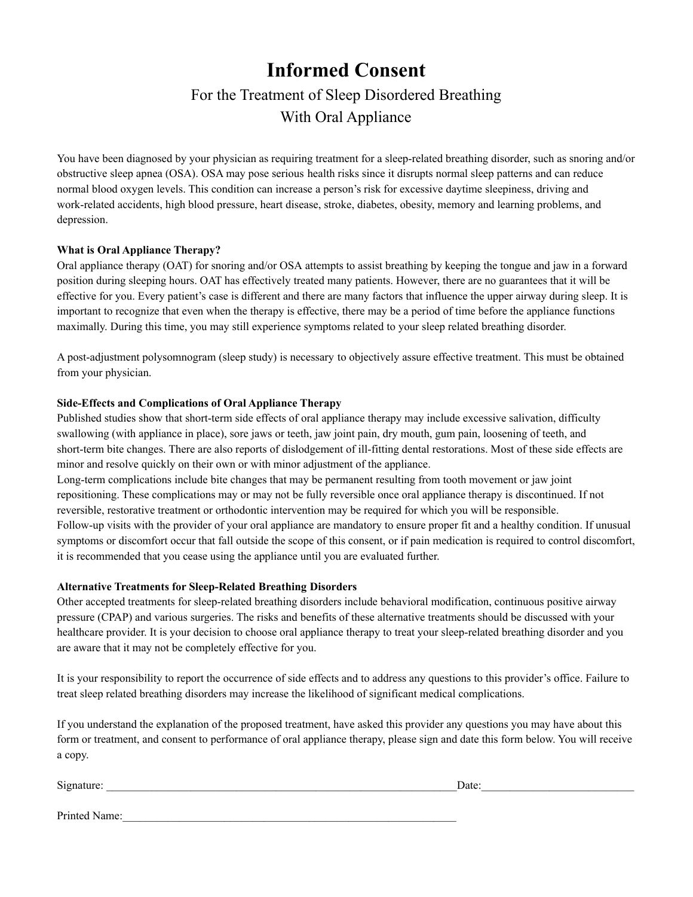# Informed Consent

## For the Treatment of Sleep Disordered Breathing With Oral Appliance

You have been diagnosed by your physician as requiring treatment for a sleep-related breathing disorder, such as snoring and/or obstructive sleep apnea (OSA). OSA may pose serious health risks since it disrupts normal sleep patterns and can reduce normal blood oxygen levels. This condition can increase a person's risk for excessive daytime sleepiness, driving and work-related accidents, high blood pressure, heart disease, stroke, diabetes, obesity, memory and learning problems, and depression.

**What is Oral Appliance Therapy?**

Oral appliance therapy (OAT) for snoring and/or OSA attempts to assist breathing by keeping the tongue and jaw in a forward position during sleeping hours. OAT has effectively treated many patients. However, there are no guarantees that it will be effective for you. Every patient's case is different and there are many factors that influence the upper airway during sleep. It is important to recognize that even when the therapy is effective, there may be a period of time before the appliance functions maximally. During this time, you may still experience symptoms related to your sleep related breathing disorder.

A post-adjustment polysomnogram (sleep study) is necessary to objectively assure effective treatment. This must be obtained from your physician.

**Side-Effects and Complications of Oral Appliance Therapy**

Published studies show that short-term side effects of oral appliance therapy may include excessive salivation, difficulty swallowing (with appliance in place), sore jaws or teeth, jaw joint pain, dry mouth, gum pain, loosening of teeth, and short-term bite changes. There are also reports of dislodgement of ill-fitting dental restorations. Most of these side effects are minor and resolve quickly on their own or with minor adjustment of the appliance.

Long-term complications include bite changes that may be permanent resulting from tooth movement or jaw joint repositioning. These complications may or may not be fully reversible once oral appliance therapy is discontinued. If not reversible, restorative treatment or orthodontic intervention may be required for which you will be responsible.

Follow-up visits with the provider of your oral appliance are mandatory to ensure proper fit and a healthy condition. If unusual symptoms or discomfort occur that fall outside the scope of this consent, or if pain medication is required to control discomfort, it is recommended that you cease using the appliance until you are evaluated further.

**Alternative Treatments for Sleep-Related Breathing Disorders**

Other accepted treatments for sleep-related breathing disorders include behavioral modification, continuous positive airway pressure (CPAP) and various surgeries. The risks and benefits of these alternative treatments should be discussed with your healthcare provider. It is your decision to choose oral appliance therapy to treat your sleep-related breathing disorder and you are aware that it may not be completely effective for you.

It is your responsibility to report the occurrence of side effects and to address any questions to this provider's office. Failure to treat sleep related breathing disorders may increase the likelihood of significant medical complications.

If you understand the explanation of the proposed treatment, have asked this provider any questions you may have about this form or treatment, and consent to performance of oral appliance therapy, please sign and date this form below. You will receive a copy.

Signature: _______________________________________________ Date: ___________________________

Printed Name: _______________________________________________